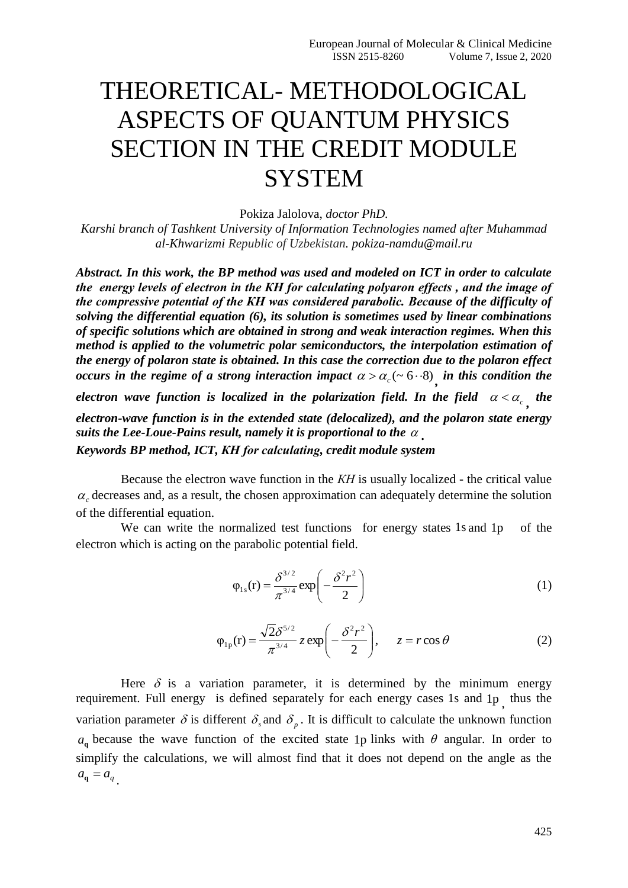# THEORETICAL- METHODOLOGICAL ASPECTS OF QUANTUM PHYSICS SECTION IN THE CREDIT MODULE SYSTEM

Pokiza Jalolova, *doctor PhD.*

*Karshi branch of Tashkent University of Information Technologies named after Muhammad al-Khwarizmi Republic of Uzbekistan. pokiza-namdu@mail.ru*

***Abstract. In this work, the BP method was used and modeled on ICT in order to calculate the energy levels of electron in the KH for calculating polyaron effects , and the image of the compressive potential of the KH was considered parabolic. Because of the difficulty of solving the differential equation (6), its solution is sometimes used by linear combinations of specific solutions which are obtained in strong and weak interaction regimes. When this method is applied to the volumetric polar semiconductors, the interpolation estimation of the energy of polaron state is obtained. In this case the correction due to the polaron effect occurs in the regime of a strong interaction impact $\alpha > \alpha_c (\sim 6 \cdot\cdot 8)$, in this condition the electron wave function is localized in the polarization field. In the field $\alpha < \alpha_c$, the electron-wave function is in the extended state (delocalized), and the polaron state energy suits the Lee-Loue-Pains result, namely it is proportional to the $\alpha$.***

***Keywords BP method, ICT, KH for calculating, credit module system***

Because the electron wave function in the *KH* is usually localized - the critical value $\alpha_c$ decreases and, as a result, the chosen approximation can adequately determine the solution of the differential equation.

We can write the normalized test functions for energy states 1s and 1p of the electron which is acting on the parabolic potential field.

$$\varphi_{1s}(r) = \frac{\delta^{3/2}}{\pi^{3/4}} \exp\left(-\frac{\delta^2 r^2}{2}\right) \tag{1}$$

$$\varphi_{1p}(r) = \frac{\sqrt{2}\delta^{5/2}}{\pi^{3/4}} z \exp\left(-\frac{\delta^2 r^2}{2}\right), \quad z = r\cos\theta \tag{2}$$

Here $\delta$ is a variation parameter, it is determined by the minimum energy requirement. Full energy is defined separately for each energy cases 1s and 1p, thus the variation parameter $\delta$ is different $\delta_s$ and $\delta_p$. It is difficult to calculate the unknown function $a_{\mathbf{q}}$ because the wave function of the excited state 1p links with $\theta$ angular. In order to simplify the calculations, we will almost find that it does not depend on the angle as the $a_{\mathbf{q}} = a_q$.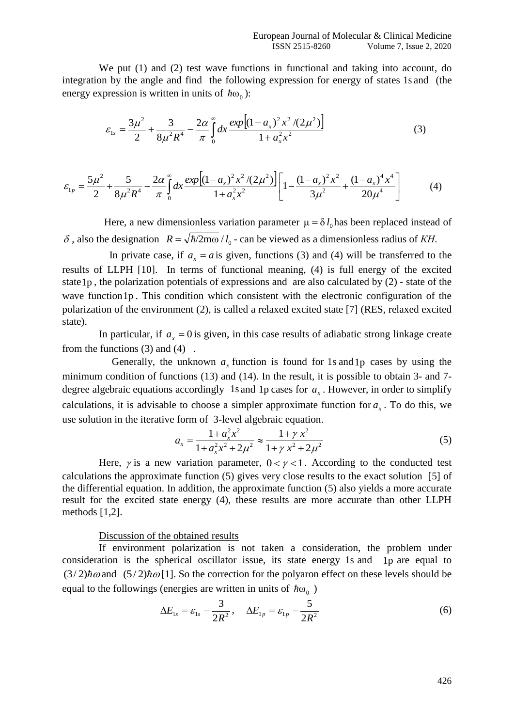We put (1) and (2) test wave functions in functional and taking into account, do integration by the angle and find the following expression for energy of states 1s and (the energy expression is written in units of $\hbar\omega_0$):

$$\varepsilon_{1s} = \frac{3\mu^2}{2} + \frac{3}{8\mu^2 R^4} - \frac{2\alpha}{\pi}\int_0^\infty dx \frac{exp\left[(1-a_x)^2 x^2/(2\mu^2)\right]}{1+a_x^2 x^2} \tag{3}$$

$$\varepsilon_{1p} = \frac{5\mu^2}{2} + \frac{5}{8\mu^2 R^4} - \frac{2\alpha}{\pi}\int_0^\infty dx \frac{exp\left[(1-a_x)^2 x^2/(2\mu^2)\right]}{1+a_x^2 x^2}\left[1 - \frac{(1-a_x)^2 x^2}{3\mu^2} + \frac{(1-a_x)^4 x^4}{20\mu^4}\right] \tag{4}$$

Here, a new dimensionless variation parameter $\mu = \delta\, l_0$ has been replaced instead of $\delta$, also the designation $R = \sqrt{\hbar/2m\omega}/l_0$ - can be viewed as a dimensionless radius of *KH*.

In private case, if $a_x = a$ is given, functions (3) and (4) will be transferred to the results of LLPH [10]. In terms of functional meaning, (4) is full energy of the excited state 1p, the polarization potentials of expressions and are also calculated by (2) - state of the wave function 1p. This condition which consistent with the electronic configuration of the polarization of the environment (2), is called a relaxed excited state [7] (RES, relaxed excited state).

In particular, if $a_x = 0$ is given, in this case results of adiabatic strong linkage create from the functions (3) and (4) .

Generally, the unknown $a_x$ function is found for 1s and 1p cases by using the minimum condition of functions (13) and (14). In the result, it is possible to obtain 3- and 7-degree algebraic equations accordingly 1s and 1p cases for $a_x$. However, in order to simplify calculations, it is advisable to choose a simpler approximate function for $a_x$. To do this, we use solution in the iterative form of 3-level algebraic equation.

$$a_x = \frac{1+a_x^2 x^2}{1+a_x^2 x^2 + 2\mu^2} \approx \frac{1+\gamma\, x^2}{1+\gamma\, x^2 + 2\mu^2} \tag{5}$$

Here, $\gamma$ is a new variation parameter, $0<\gamma<1$. According to the conducted test calculations the approximate function (5) gives very close results to the exact solution [5] of the differential equation. In addition, the approximate function (5) also yields a more accurate result for the excited state energy (4), these results are more accurate than other LLPH methods [1,2].

Discussion of the obtained results

If environment polarization is not taken a consideration, the problem under consideration is the spherical oscillator issue, its state energy 1s and 1p are equal to $(3/2)\hbar\omega$ and $(5/2)\hbar\omega$ [1]. So the correction for the polyaron effect on these levels should be equal to the followings (energies are written in units of $\hbar\omega_0$ )

$$\Delta E_{1s} = \varepsilon_{1s} - \frac{3}{2R^2}, \quad \Delta E_{1p} = \varepsilon_{1p} - \frac{5}{2R^2} \tag{6}$$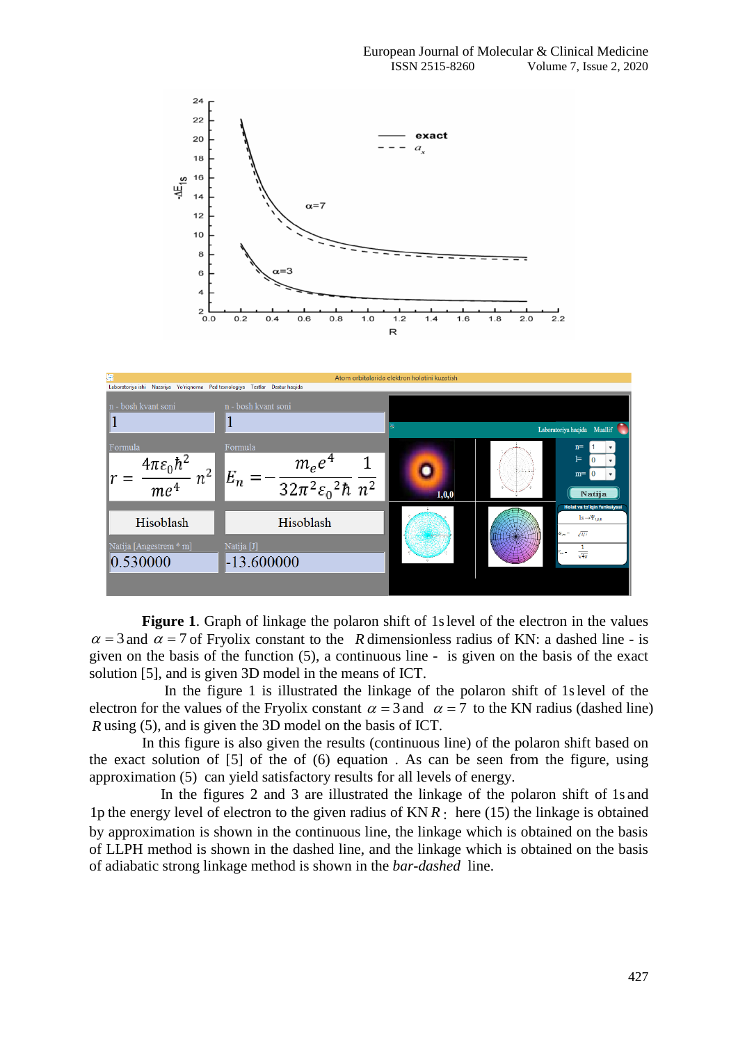**Figure 1**. Graph of linkage the polaron shift of $1s$ level of the electron in the values $\alpha = 3$ and $\alpha = 7$ of Fryolix constant to the $R$ dimensionless radius of KN: a dashed line - is given on the basis of the function (5), a continuous line - is given on the basis of the exact solution [5], and is given 3D model in the means of ICT.

In the figure 1 is illustrated the linkage of the polaron shift of $1s$ level of the electron for the values of the Fryolix constant $\alpha = 3$ and $\alpha = 7$ to the KN radius (dashed line) $R$ using (5), and is given the 3D model on the basis of ICT.

In this figure is also given the results (continuous line) of the polaron shift based on the exact solution of [5] of the of (6) equation . As can be seen from the figure, using approximation (5) can yield satisfactory results for all levels of energy.

In the figures 2 and 3 are illustrated the linkage of the polaron shift of $1s$ and $1p$ the energy level of electron to the given radius of KN $R$ : here (15) the linkage is obtained by approximation is shown in the continuous line, the linkage which is obtained on the basis of LLPH method is shown in the dashed line, and the linkage which is obtained on the basis of adiabatic strong linkage method is shown in the *bar-dashed* line.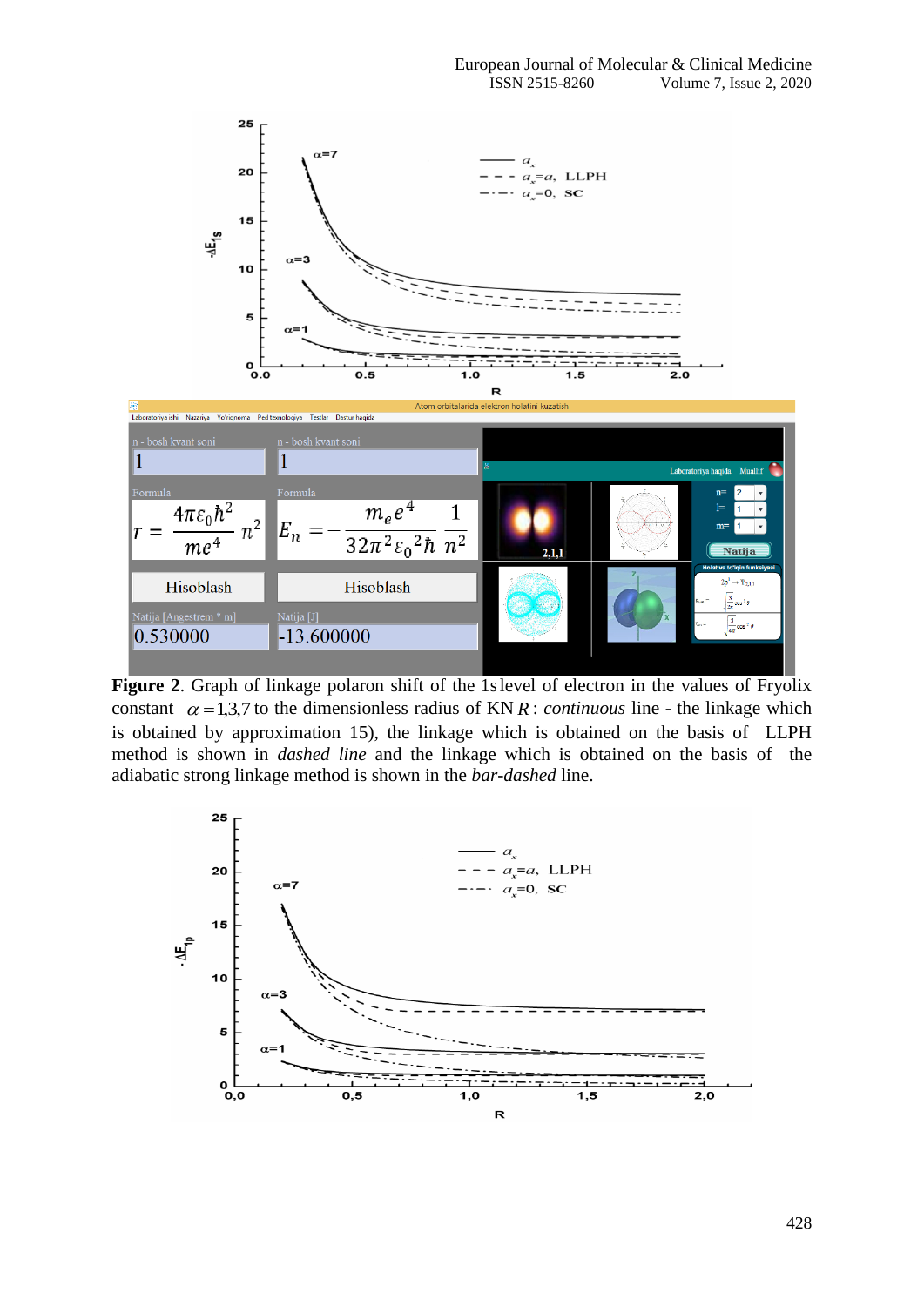**Figure 2**. Graph of linkage polaron shift of the 1s level of electron in the values of Fryolix constant $\alpha = 1,3,7$ to the dimensionless radius of KN $R$: *continuous* line - the linkage which is obtained by approximation 15), the linkage which is obtained on the basis of LLPH method is shown in *dashed line* and the linkage which is obtained on the basis of the adiabatic strong linkage method is shown in the *bar-dashed* line.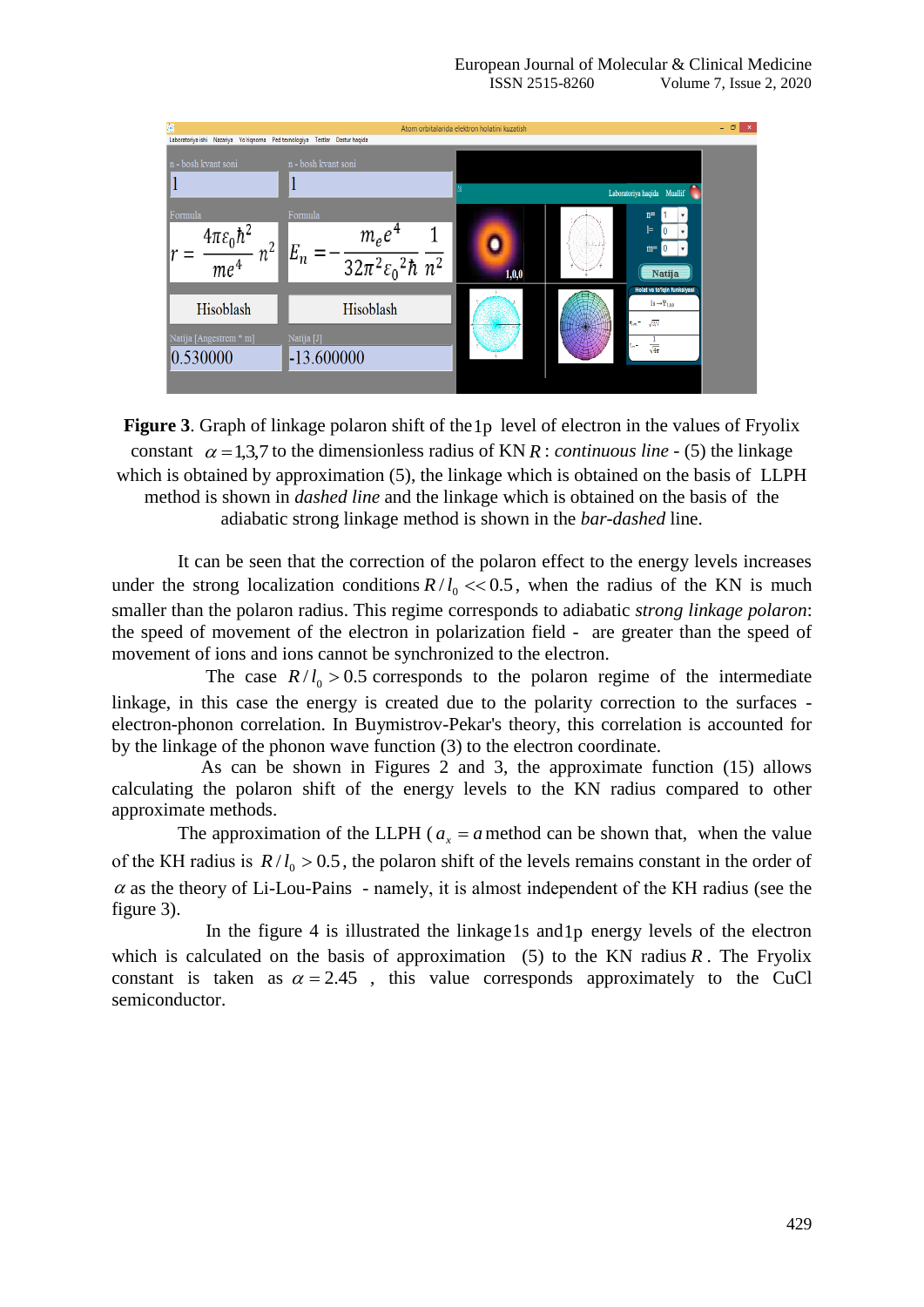**Figure 3**. Graph of linkage polaron shift of the $1p$ level of electron in the values of Fryolix constant $\alpha = 1,3,7$ to the dimensionless radius of KN $R$ : *continuous line* - (5) the linkage which is obtained by approximation (5), the linkage which is obtained on the basis of LLPH method is shown in *dashed line* and the linkage which is obtained on the basis of the adiabatic strong linkage method is shown in the *bar-dashed* line.

It can be seen that the correction of the polaron effect to the energy levels increases under the strong localization conditions $R/l_0 << 0.5$, when the radius of the KN is much smaller than the polaron radius. This regime corresponds to adiabatic *strong linkage polaron*: the speed of movement of the electron in polarization field - are greater than the speed of movement of ions and ions cannot be synchronized to the electron.

The case $R/l_0 > 0.5$ corresponds to the polaron regime of the intermediate linkage, in this case the energy is created due to the polarity correction to the surfaces - electron-phonon correlation. In Buymistrov-Pekar's theory, this correlation is accounted for by the linkage of the phonon wave function (3) to the electron coordinate.

As can be shown in Figures 2 and 3, the approximate function (15) allows calculating the polaron shift of the energy levels to the KN radius compared to other approximate methods.

The approximation of the LLPH ( $a_x = a$ method can be shown that, when the value of the KH radius is $R/l_0 > 0.5$, the polaron shift of the levels remains constant in the order of $\alpha$ as the theory of Li-Lou-Pains - namely, it is almost independent of the KH radius (see the figure 3).

In the figure 4 is illustrated the linkage $1s$ and $1p$ energy levels of the electron which is calculated on the basis of approximation (5) to the KN radius $R$. The Fryolix constant is taken as $\alpha = 2.45$ , this value corresponds approximately to the CuCl semiconductor.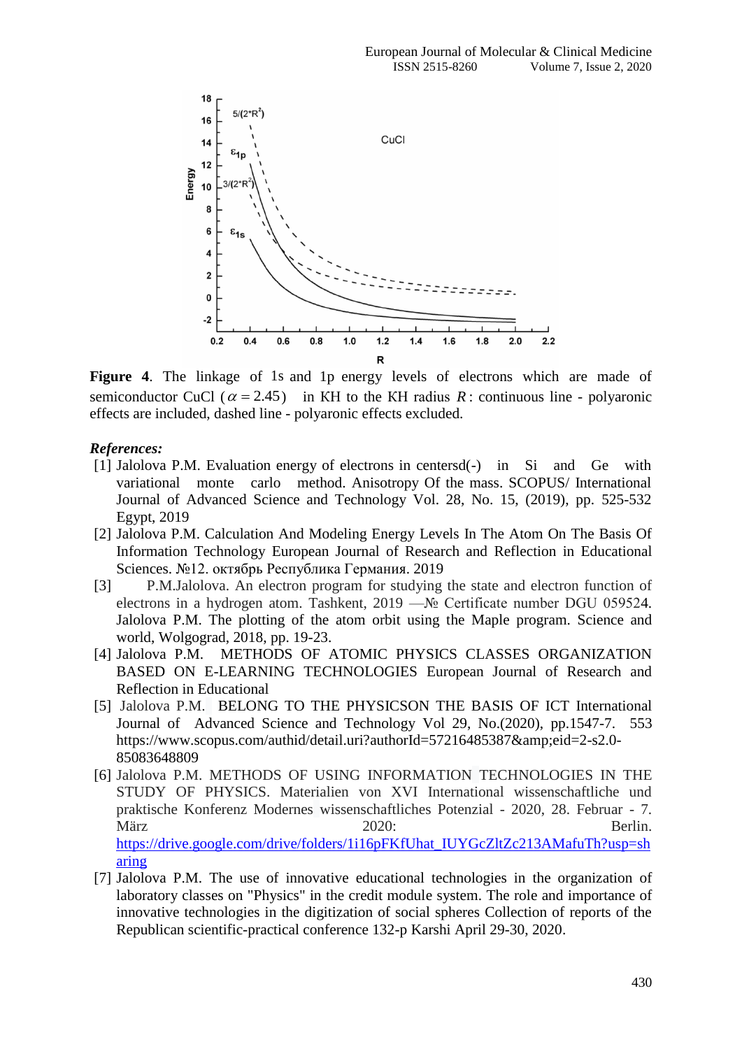**Figure 4**. The linkage of 1s and 1p energy levels of electrons which are made of semiconductor CuCl ($\alpha = 2.45$) in KH to the KH radius $R$: continuous line - polyaronic effects are included, dashed line - polyaronic effects excluded.

***References:***

[1] Jalolova P.M. Evaluation energy of electrons in centersd(-) in Si and Ge with variational monte carlo method. Anisotropy Of the mass. SCOPUS/ International Journal of Advanced Science and Technology Vol. 28, No. 15, (2019), pp. 525-532 Egypt, 2019

[2] Jalolova P.M. Calculation And Modeling Energy Levels In The Atom On The Basis Of Information Technology European Journal of Research and Reflection in Educational Sciences. №12. октябрь Республика Германия. 2019

[3] P.M.Jalolova. An electron program for studying the state and electron function of electrons in a hydrogen atom. Tashkent, 2019 —№ Certificate number DGU 059524. Jalolova P.M. The plotting of the atom orbit using the Maple program. Science and world, Wolgograd, 2018, pp. 19-23.

[4] Jalolova P.M. METHODS OF ATOMIC PHYSICS CLASSES ORGANIZATION BASED ON E-LEARNING TECHNOLOGIES European Journal of Research and Reflection in Educational

[5] Jalolova P.M. BELONG TO THE PHYSICSON THE BASIS OF ICT International Journal of Advanced Science and Technology Vol 29, No.(2020), pp.1547-7. 553 https://www.scopus.com/authid/detail.uri?authorId=57216485387&amp;eid=2-s2.0-85083648809

[6] Jalolova P.M. METHODS OF USING INFORMATION TECHNOLOGIES IN THE STUDY OF PHYSICS. Materialien von XVI International wissenschaftliche und praktische Konferenz Modernes wissenschaftliches Potenzial - 2020, 28. Februar - 7. März 2020: Berlin. https://drive.google.com/drive/folders/1i16pFKfUhat_IUYGcZltZc213AMafuTh?usp=sharing

[7] Jalolova P.M. The use of innovative educational technologies in the organization of laboratory classes on "Physics" in the credit module system. The role and importance of innovative technologies in the digitization of social spheres Collection of reports of the Republican scientific-practical conference 132-p Karshi April 29-30, 2020.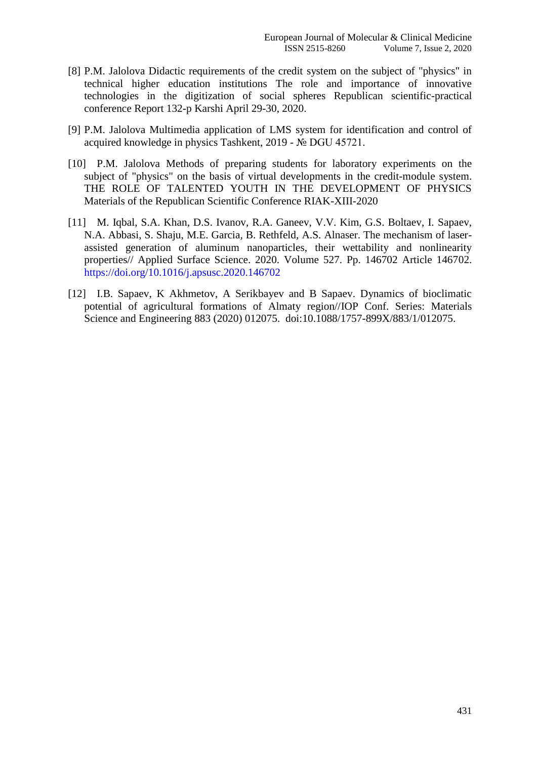[8] P.M. Jalolova Didactic requirements of the credit system on the subject of "physics" in technical higher education institutions The role and importance of innovative technologies in the digitization of social spheres Republican scientific-practical conference Report 132-p Karshi April 29-30, 2020.

[9] P.M. Jalolova Multimedia application of LMS system for identification and control of acquired knowledge in physics Tashkent, 2019 - № DGU 45721.

[10] P.M. Jalolova Methods of preparing students for laboratory experiments on the subject of "physics" on the basis of virtual developments in the credit-module system. THE ROLE OF TALENTED YOUTH IN THE DEVELOPMENT OF PHYSICS Materials of the Republican Scientific Conference RIAK-XIII-2020

[11] M. Iqbal, S.A. Khan, D.S. Ivanov, R.A. Ganeev, V.V. Kim, G.S. Boltaev, I. Sapaev, N.A. Abbasi, S. Shaju, M.E. Garcia, B. Rethfeld, A.S. Alnaser. The mechanism of laser-assisted generation of aluminum nanoparticles, their wettability and nonlinearity properties// Applied Surface Science. 2020. Volume 527. Pp. 146702 Article 146702. https://doi.org/10.1016/j.apsusc.2020.146702

[12] I.B. Sapaev, K Akhmetov, A Serikbayev and B Sapaev. Dynamics of bioclimatic potential of agricultural formations of Almaty region//IOP Conf. Series: Materials Science and Engineering 883 (2020) 012075. doi:10.1088/1757-899X/883/1/012075.